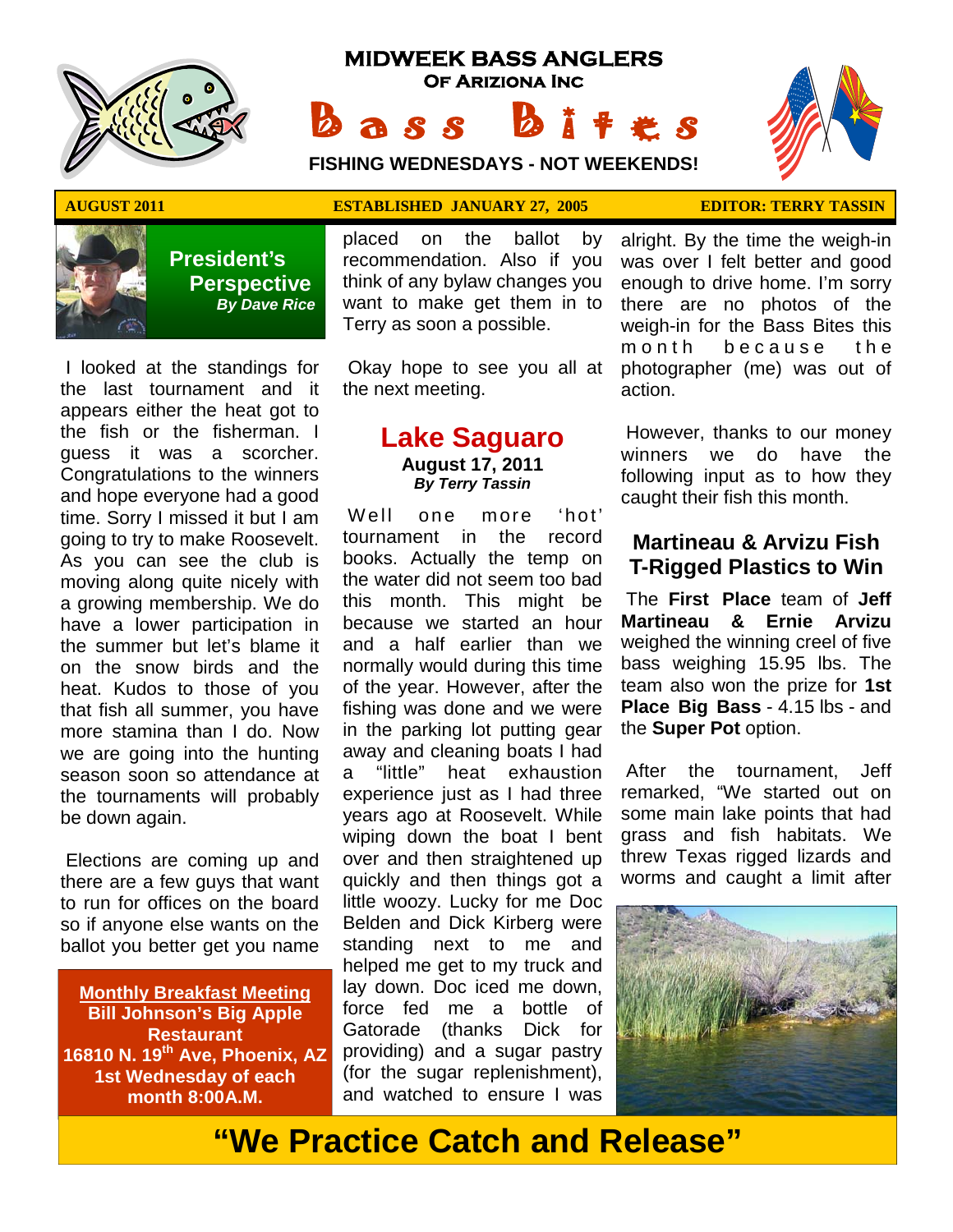# MIDWEEK BASS ANGLERS
## OF ARIZIONA INC
# Bass Bites
**FISHING WEDNESDAYS - NOT WEEKENDS!**

**AUGUST 2011** | **ESTABLISHED JANUARY 27, 2005** | **EDITOR: TERRY TASSIN**

## President's Perspective
*By Dave Rice*

I looked at the standings for the last tournament and it appears either the heat got to the fish or the fisherman. I guess it was a scorcher. Congratulations to the winners and hope everyone had a good time. Sorry I missed it but I am going to try to make Roosevelt. As you can see the club is moving along quite nicely with a growing membership. We do have a lower participation in the summer but let's blame it on the snow birds and the heat. Kudos to those of you that fish all summer, you have more stamina than I do. Now we are going into the hunting season soon so attendance at the tournaments will probably be down again.

Elections are coming up and there are a few guys that want to run for offices on the board so if anyone else wants on the ballot you better get you name placed on the ballot by recommendation. Also if you think of any bylaw changes you want to make get them in to Terry as soon a possible.

Okay hope to see you all at the next meeting.

**Monthly Breakfast Meeting**
**Bill Johnson's Big Apple Restaurant**
**16810 N. 19th Ave, Phoenix, AZ**
**1st Wednesday of each month 8:00A.M.**

## Lake Saguaro
**August 17, 2011**
***By Terry Tassin***

Well one more 'hot' tournament in the record books. Actually the temp on the water did not seem too bad this month. This might be because we started an hour and a half earlier than we normally would during this time of the year. However, after the fishing was done and we were in the parking lot putting gear away and cleaning boats I had a "little" heat exhaustion experience just as I had three years ago at Roosevelt. While wiping down the boat I bent over and then straightened up quickly and then things got a little woozy. Lucky for me Doc Belden and Dick Kirberg were standing next to me and helped me get to my truck and lay down. Doc iced me down, force fed me a bottle of Gatorade (thanks Dick for providing) and a sugar pastry (for the sugar replenishment), and watched to ensure I was alright. By the time the weigh-in was over I felt better and good enough to drive home. I'm sorry there are no photos of the weigh-in for the Bass Bites this month because the photographer (me) was out of action.

However, thanks to our money winners we do have the following input as to how they caught their fish this month.

### Martineau & Arvizu Fish T-Rigged Plastics to Win

The **First Place** team of **Jeff Martineau & Ernie Arvizu** weighed the winning creel of five bass weighing 15.95 lbs. The team also won the prize for **1st Place Big Bass** - 4.15 lbs - and the **Super Pot** option.

After the tournament, Jeff remarked, "We started out on some main lake points that had grass and fish habitats. We threw Texas rigged lizards and worms and caught a limit after

**"We Practice Catch and Release"**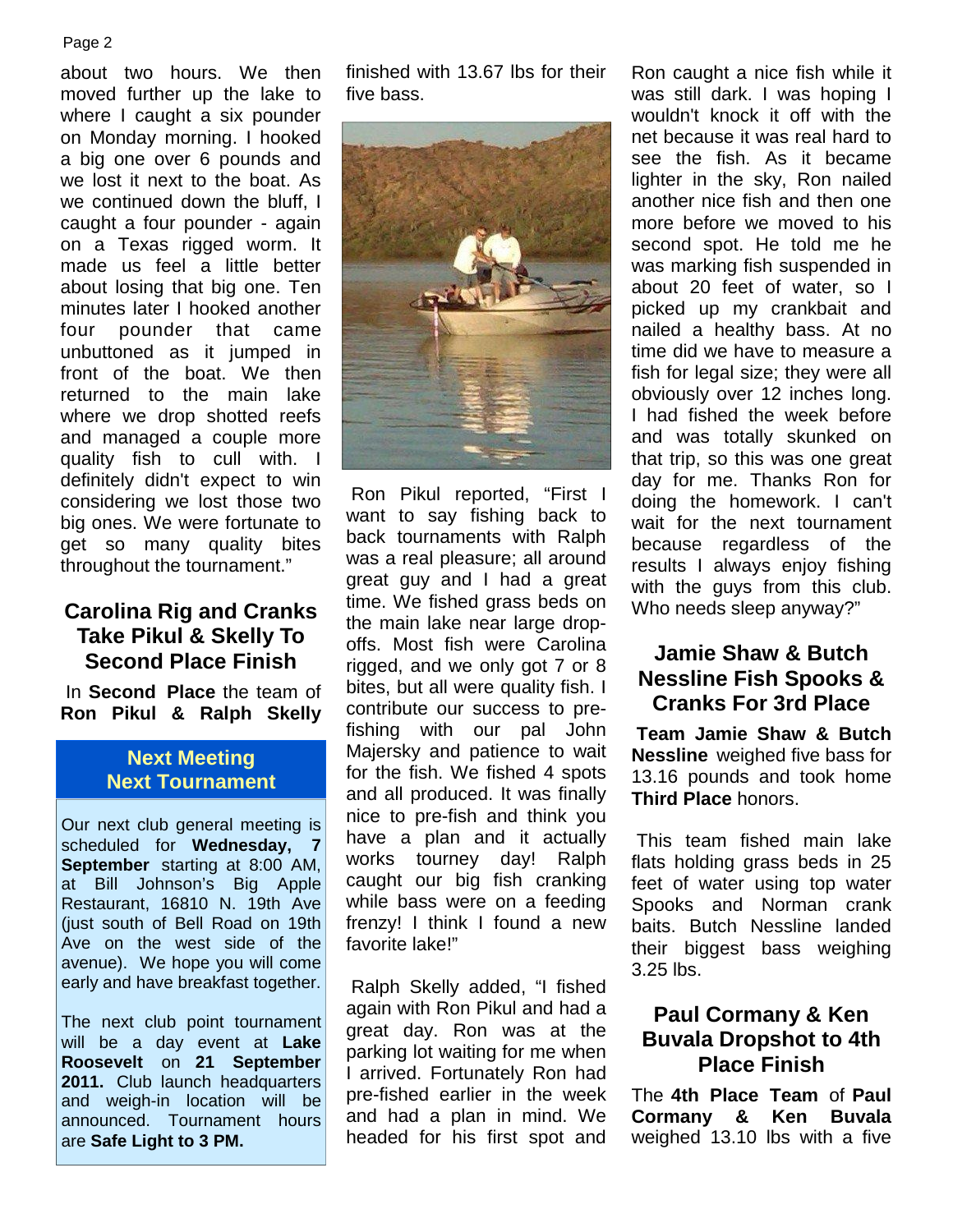about two hours. We then moved further up the lake to where I caught a six pounder on Monday morning. I hooked a big one over 6 pounds and we lost it next to the boat. As we continued down the bluff, I caught a four pounder - again on a Texas rigged worm. It made us feel a little better about losing that big one. Ten minutes later I hooked another four pounder that came unbuttoned as it jumped in front of the boat. We then returned to the main lake where we drop shotted reefs and managed a couple more quality fish to cull with. I definitely didn't expect to win considering we lost those two big ones. We were fortunate to get so many quality bites throughout the tournament."

## Carolina Rig and Cranks Take Pikul & Skelly To Second Place Finish

In **Second Place** the team of **Ron Pikul & Ralph Skelly** finished with 13.67 lbs for their five bass.

Ron Pikul reported, "First I want to say fishing back to back tournaments with Ralph was a real pleasure; all around great guy and I had a great time. We fished grass beds on the main lake near large drop-offs. Most fish were Carolina rigged, and we only got 7 or 8 bites, but all were quality fish. I contribute our success to pre-fishing with our pal John Majersky and patience to wait for the fish. We fished 4 spots and all produced. It was finally nice to pre-fish and think you have a plan and it actually works tourney day! Ralph caught our big fish cranking while bass were on a feeding frenzy! I think I found a new favorite lake!"

Ralph Skelly added, "I fished again with Ron Pikul and had a great day. Ron was at the parking lot waiting for me when I arrived. Fortunately Ron had pre-fished earlier in the week and had a plan in mind. We headed for his first spot and Ron caught a nice fish while it was still dark. I was hoping I wouldn't knock it off with the net because it was real hard to see the fish. As it became lighter in the sky, Ron nailed another nice fish and then one more before we moved to his second spot. He told me he was marking fish suspended in about 20 feet of water, so I picked up my crankbait and nailed a healthy bass. At no time did we have to measure a fish for legal size; they were all obviously over 12 inches long. I had fished the week before and was totally skunked on that trip, so this was one great day for me. Thanks Ron for doing the homework. I can't wait for the next tournament because regardless of the results I always enjoy fishing with the guys from this club. Who needs sleep anyway?"

### Next Meeting Next Tournament

Our next club general meeting is scheduled for **Wednesday, 7 September** starting at 8:00 AM, at Bill Johnson's Big Apple Restaurant, 16810 N. 19th Ave (just south of Bell Road on 19th Ave on the west side of the avenue). We hope you will come early and have breakfast together.

The next club point tournament will be a day event at **Lake Roosevelt** on **21 September 2011.** Club launch headquarters and weigh-in location will be announced. Tournament hours are **Safe Light to 3 PM.**

## Jamie Shaw & Butch Nessline Fish Spooks & Cranks For 3rd Place

**Team Jamie Shaw & Butch Nessline** weighed five bass for 13.16 pounds and took home **Third Place** honors.

This team fished main lake flats holding grass beds in 25 feet of water using top water Spooks and Norman crank baits. Butch Nessline landed their biggest bass weighing 3.25 lbs.

## Paul Cormany & Ken Buvala Dropshot to 4th Place Finish

The **4th Place Team** of **Paul Cormany & Ken Buvala** weighed 13.10 lbs with a five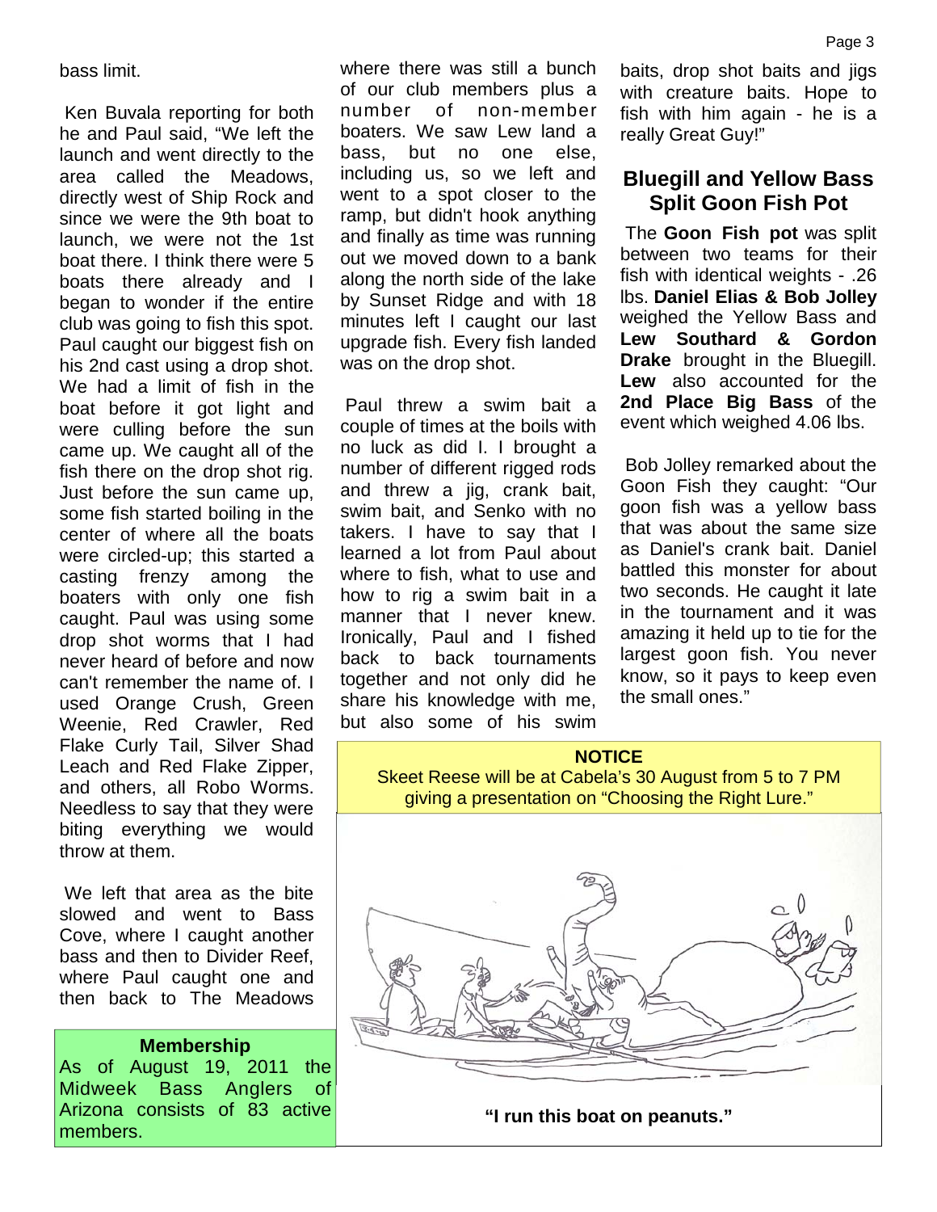bass limit.

Ken Buvala reporting for both he and Paul said, "We left the launch and went directly to the area called the Meadows, directly west of Ship Rock and since we were the 9th boat to launch, we were not the 1st boat there. I think there were 5 boats there already and I began to wonder if the entire club was going to fish this spot. Paul caught our biggest fish on his 2nd cast using a drop shot. We had a limit of fish in the boat before it got light and were culling before the sun came up. We caught all of the fish there on the drop shot rig. Just before the sun came up, some fish started boiling in the center of where all the boats were circled-up; this started a casting frenzy among the boaters with only one fish caught. Paul was using some drop shot worms that I had never heard of before and now can't remember the name of. I used Orange Crush, Green Weenie, Red Crawler, Red Flake Curly Tail, Silver Shad Leach and Red Flake Zipper, and others, all Robo Worms. Needless to say that they were biting everything we would throw at them.

We left that area as the bite slowed and went to Bass Cove, where I caught another bass and then to Divider Reef, where Paul caught one and then back to The Meadows where there was still a bunch of our club members plus a number of non-member boaters. We saw Lew land a bass, but no one else, including us, so we left and went to a spot closer to the ramp, but didn't hook anything and finally as time was running out we moved down to a bank along the north side of the lake by Sunset Ridge and with 18 minutes left I caught our last upgrade fish. Every fish landed was on the drop shot.

Paul threw a swim bait a couple of times at the boils with no luck as did I. I brought a number of different rigged rods and threw a jig, crank bait, swim bait, and Senko with no takers. I have to say that I learned a lot from Paul about where to fish, what to use and how to rig a swim bait in a manner that I never knew. Ironically, Paul and I fished back to back tournaments together and not only did he share his knowledge with me, but also some of his swim baits, drop shot baits and jigs with creature baits. Hope to fish with him again - he is a really Great Guy!"

**Membership**

As of August 19, 2011 the Midweek Bass Anglers of Arizona consists of 83 active members.

## Bluegill and Yellow Bass Split Goon Fish Pot

The **Goon Fish pot** was split between two teams for their fish with identical weights - .26 lbs. **Daniel Elias & Bob Jolley** weighed the Yellow Bass and **Lew Southard & Gordon Drake** brought in the Bluegill. **Lew** also accounted for the **2nd Place Big Bass** of the event which weighed 4.06 lbs.

Bob Jolley remarked about the Goon Fish they caught: "Our goon fish was a yellow bass that was about the same size as Daniel's crank bait. Daniel battled this monster for about two seconds. He caught it late in the tournament and it was amazing it held up to tie for the largest goon fish. You never know, so it pays to keep even the small ones."

**NOTICE**

Skeet Reese will be at Cabela's 30 August from 5 to 7 PM giving a presentation on "Choosing the Right Lure."

**"I run this boat on peanuts."**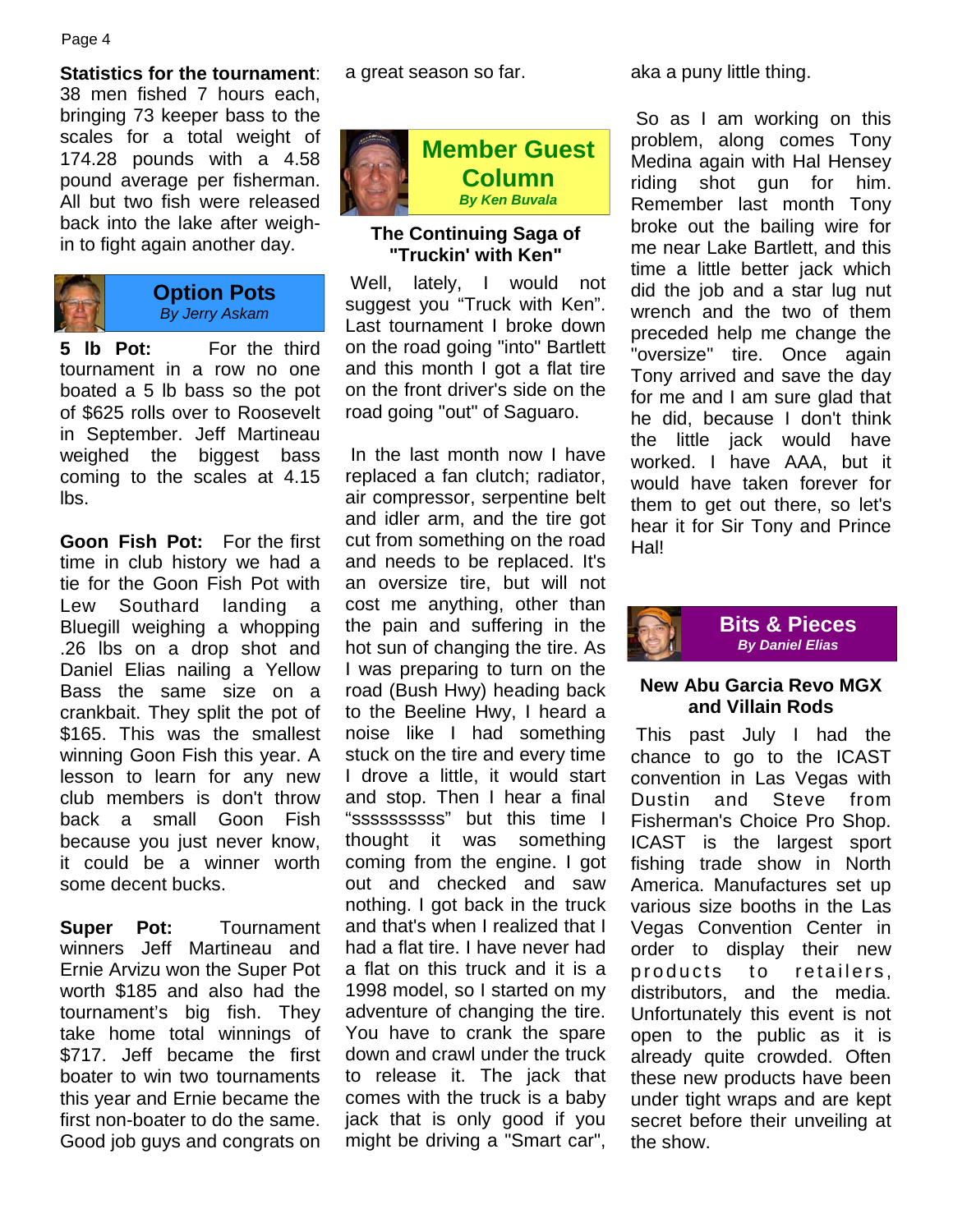**Statistics for the tournament**: 38 men fished 7 hours each, bringing 73 keeper bass to the scales for a total weight of 174.28 pounds with a 4.58 pound average per fisherman. All but two fish were released back into the lake after weigh-in to fight again another day.

## Option Pots

*By Jerry Askam*

**5 lb Pot:** For the third tournament in a row no one boated a 5 lb bass so the pot of $625 rolls over to Roosevelt in September. Jeff Martineau weighed the biggest bass coming to the scales at 4.15 lbs.

**Goon Fish Pot:** For the first time in club history we had a tie for the Goon Fish Pot with Lew Southard landing a Bluegill weighing a whopping .26 lbs on a drop shot and Daniel Elias nailing a Yellow Bass the same size on a crankbait. They split the pot of $165. This was the smallest winning Goon Fish this year. A lesson to learn for any new club members is don't throw back a small Goon Fish because you just never know, it could be a winner worth some decent bucks.

**Super Pot:** Tournament winners Jeff Martineau and Ernie Arvizu won the Super Pot worth $185 and also had the tournament's big fish. They take home total winnings of $717. Jeff became the first boater to win two tournaments this year and Ernie became the first non-boater to do the same. Good job guys and congrats on a great season so far.

## Member Guest Column

*By Ken Buvala*

### The Continuing Saga of "Truckin' with Ken"

Well, lately, I would not suggest you "Truck with Ken". Last tournament I broke down on the road going "into" Bartlett and this month I got a flat tire on the front driver's side on the road going "out" of Saguaro.

In the last month now I have replaced a fan clutch; radiator, air compressor, serpentine belt and idler arm, and the tire got cut from something on the road and needs to be replaced. It's an oversize tire, but will not cost me anything, other than the pain and suffering in the hot sun of changing the tire. As I was preparing to turn on the road (Bush Hwy) heading back to the Beeline Hwy, I heard a noise like I had something stuck on the tire and every time I drove a little, it would start and stop. Then I hear a final "ssssssssss" but this time I thought it was something coming from the engine. I got out and checked and saw nothing. I got back in the truck and that's when I realized that I had a flat tire. I have never had a flat on this truck and it is a 1998 model, so I started on my adventure of changing the tire. You have to crank the spare down and crawl under the truck to release it. The jack that comes with the truck is a baby jack that is only good if you might be driving a "Smart car", aka a puny little thing.

So as I am working on this problem, along comes Tony Medina again with Hal Hensey riding shot gun for him. Remember last month Tony broke out the bailing wire for me near Lake Bartlett, and this time a little better jack which did the job and a star lug nut wrench and the two of them preceded help me change the "oversize" tire. Once again Tony arrived and save the day for me and I am sure glad that he did, because I don't think the little jack would have worked. I have AAA, but it would have taken forever for them to get out there, so let's hear it for Sir Tony and Prince Hal!

## Bits & Pieces

*By Daniel Elias*

### New Abu Garcia Revo MGX and Villain Rods

This past July I had the chance to go to the ICAST convention in Las Vegas with Dustin and Steve from Fisherman's Choice Pro Shop. ICAST is the largest sport fishing trade show in North America. Manufactures set up various size booths in the Las Vegas Convention Center in order to display their new products to retailers, distributors, and the media. Unfortunately this event is not open to the public as it is already quite crowded. Often these new products have been under tight wraps and are kept secret before their unveiling at the show.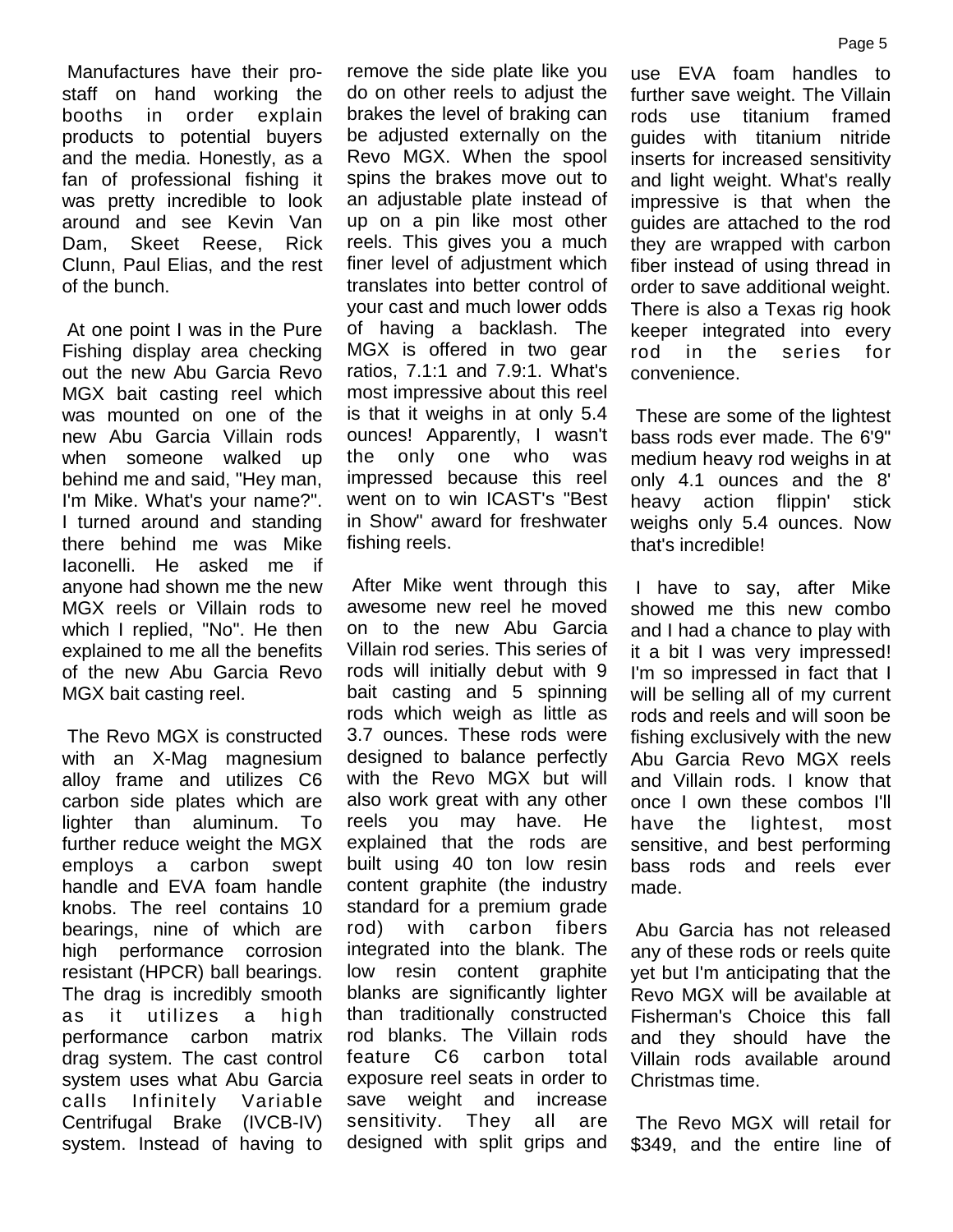Manufactures have their pro-staff on hand working the booths in order explain products to potential buyers and the media. Honestly, as a fan of professional fishing it was pretty incredible to look around and see Kevin Van Dam, Skeet Reese, Rick Clunn, Paul Elias, and the rest of the bunch.

At one point I was in the Pure Fishing display area checking out the new Abu Garcia Revo MGX bait casting reel which was mounted on one of the new Abu Garcia Villain rods when someone walked up behind me and said, "Hey man, I'm Mike. What's your name?". I turned around and standing there behind me was Mike Iaconelli. He asked me if anyone had shown me the new MGX reels or Villain rods to which I replied, "No". He then explained to me all the benefits of the new Abu Garcia Revo MGX bait casting reel.

The Revo MGX is constructed with an X-Mag magnesium alloy frame and utilizes C6 carbon side plates which are lighter than aluminum. To further reduce weight the MGX employs a carbon swept handle and EVA foam handle knobs. The reel contains 10 bearings, nine of which are high performance corrosion resistant (HPCR) ball bearings. The drag is incredibly smooth as it utilizes a high performance carbon matrix drag system. The cast control system uses what Abu Garcia calls Infinitely Variable Centrifugal Brake (IVCB-IV) system. Instead of having to remove the side plate like you do on other reels to adjust the brakes the level of braking can be adjusted externally on the Revo MGX. When the spool spins the brakes move out to an adjustable plate instead of up on a pin like most other reels. This gives you a much finer level of adjustment which translates into better control of your cast and much lower odds of having a backlash. The MGX is offered in two gear ratios, 7.1:1 and 7.9:1. What's most impressive about this reel is that it weighs in at only 5.4 ounces! Apparently, I wasn't the only one who was impressed because this reel went on to win ICAST's "Best in Show" award for freshwater fishing reels.

After Mike went through this awesome new reel he moved on to the new Abu Garcia Villain rod series. This series of rods will initially debut with 9 bait casting and 5 spinning rods which weigh as little as 3.7 ounces. These rods were designed to balance perfectly with the Revo MGX but will also work great with any other reels you may have. He explained that the rods are built using 40 ton low resin content graphite (the industry standard for a premium grade rod) with carbon fibers integrated into the blank. The low resin content graphite blanks are significantly lighter than traditionally constructed rod blanks. The Villain rods feature C6 carbon total exposure reel seats in order to save weight and increase sensitivity. They all are designed with split grips and use EVA foam handles to further save weight. The Villain rods use titanium framed guides with titanium nitride inserts for increased sensitivity and light weight. What's really impressive is that when the guides are attached to the rod they are wrapped with carbon fiber instead of using thread in order to save additional weight. There is also a Texas rig hook keeper integrated into every rod in the series for convenience.

These are some of the lightest bass rods ever made. The 6'9" medium heavy rod weighs in at only 4.1 ounces and the 8' heavy action flippin' stick weighs only 5.4 ounces. Now that's incredible!

I have to say, after Mike showed me this new combo and I had a chance to play with it a bit I was very impressed! I'm so impressed in fact that I will be selling all of my current rods and reels and will soon be fishing exclusively with the new Abu Garcia Revo MGX reels and Villain rods. I know that once I own these combos I'll have the lightest, most sensitive, and best performing bass rods and reels ever made.

Abu Garcia has not released any of these rods or reels quite yet but I'm anticipating that the Revo MGX will be available at Fisherman's Choice this fall and they should have the Villain rods available around Christmas time.

The Revo MGX will retail for $349, and the entire line of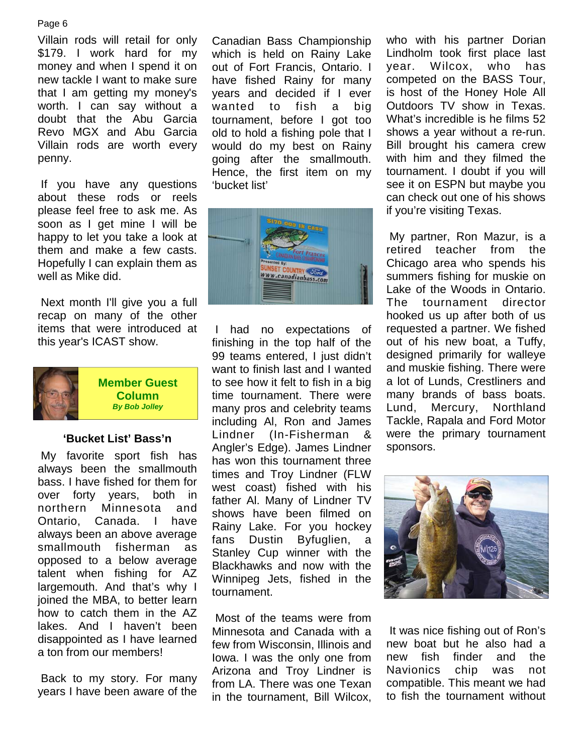Villain rods will retail for only $179. I work hard for my money and when I spend it on new tackle I want to make sure that I am getting my money's worth. I can say without a doubt that the Abu Garcia Revo MGX and Abu Garcia Villain rods are worth every penny.

If you have any questions about these rods or reels please feel free to ask me. As soon as I get mine I will be happy to let you take a look at them and make a few casts. Hopefully I can explain them as well as Mike did.

Next month I'll give you a full recap on many of the other items that were introduced at this year's ICAST show.

**Member Guest Column**
***By Bob Jolley***

### 'Bucket List' Bass'n

My favorite sport fish has always been the smallmouth bass. I have fished for them for over forty years, both in northern Minnesota and Ontario, Canada. I have always been an above average smallmouth fisherman as opposed to a below average talent when fishing for AZ largemouth. And that's why I joined the MBA, to better learn how to catch them in the AZ lakes. And I haven't been disappointed as I have learned a ton from our members!

Back to my story. For many years I have been aware of the Canadian Bass Championship which is held on Rainy Lake out of Fort Francis, Ontario. I have fished Rainy for many years and decided if I ever wanted to fish a big tournament, before I got too old to hold a fishing pole that I would do my best on Rainy going after the smallmouth. Hence, the first item on my 'bucket list'

I had no expectations of finishing in the top half of the 99 teams entered, I just didn't want to finish last and I wanted to see how it felt to fish in a big time tournament. There were many pros and celebrity teams including Al, Ron and James Lindner (In-Fisherman & Angler's Edge). James Lindner has won this tournament three times and Troy Lindner (FLW west coast) fished with his father Al. Many of Lindner TV shows have been filmed on Rainy Lake. For you hockey fans Dustin Byfuglien, a Stanley Cup winner with the Blackhawks and now with the Winnipeg Jets, fished in the tournament.

Most of the teams were from Minnesota and Canada with a few from Wisconsin, Illinois and Iowa. I was the only one from Arizona and Troy Lindner is from LA. There was one Texan in the tournament, Bill Wilcox, who with his partner Dorian Lindholm took first place last year. Wilcox, who has competed on the BASS Tour, is host of the Honey Hole All Outdoors TV show in Texas. What's incredible is he films 52 shows a year without a re-run. Bill brought his camera crew with him and they filmed the tournament. I doubt if you will see it on ESPN but maybe you can check out one of his shows if you're visiting Texas.

My partner, Ron Mazur, is a retired teacher from the Chicago area who spends his summers fishing for muskie on Lake of the Woods in Ontario. The tournament director hooked us up after both of us requested a partner. We fished out of his new boat, a Tuffy, designed primarily for walleye and muskie fishing. There were a lot of Lunds, Crestliners and many brands of bass boats. Lund, Mercury, Northland Tackle, Rapala and Ford Motor were the primary tournament sponsors.

It was nice fishing out of Ron's new boat but he also had a new fish finder and the Navionics chip was not compatible. This meant we had to fish the tournament without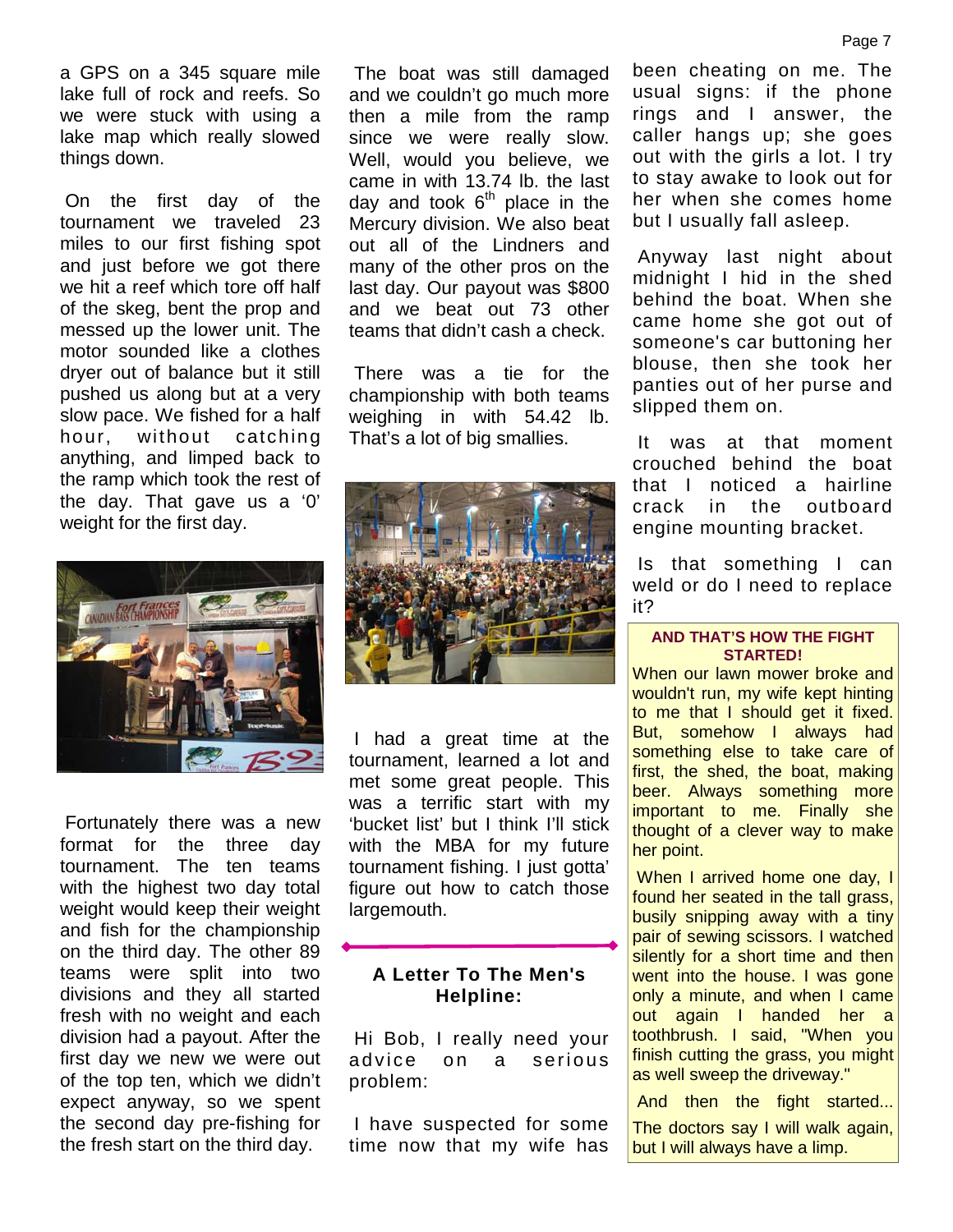a GPS on a 345 square mile lake full of rock and reefs. So we were stuck with using a lake map which really slowed things down.

On the first day of the tournament we traveled 23 miles to our first fishing spot and just before we got there we hit a reef which tore off half of the skeg, bent the prop and messed up the lower unit. The motor sounded like a clothes dryer out of balance but it still pushed us along but at a very slow pace. We fished for a half hour, without catching anything, and limped back to the ramp which took the rest of the day. That gave us a '0' weight for the first day.

Fortunately there was a new format for the three day tournament. The ten teams with the highest two day total weight would keep their weight and fish for the championship on the third day. The other 89 teams were split into two divisions and they all started fresh with no weight and each division had a payout. After the first day we new we were out of the top ten, which we didn't expect anyway, so we spent the second day pre-fishing for the fresh start on the third day.

The boat was still damaged and we couldn't go much more then a mile from the ramp since we were really slow. Well, would you believe, we came in with 13.74 lb. the last day and took 6th place in the Mercury division. We also beat out all of the Lindners and many of the other pros on the last day. Our payout was $800 and we beat out 73 other teams that didn't cash a check.

There was a tie for the championship with both teams weighing in with 54.42 lb. That's a lot of big smallies.

I had a great time at the tournament, learned a lot and met some great people. This was a terrific start with my 'bucket list' but I think I'll stick with the MBA for my future tournament fishing. I just gotta' figure out how to catch those largemouth.

---

### A Letter To The Men's Helpline:

Hi Bob, I really need your advice on a serious problem:

I have suspected for some time now that my wife has been cheating on me. The usual signs: if the phone rings and I answer, the caller hangs up; she goes out with the girls a lot. I try to stay awake to look out for her when she comes home but I usually fall asleep.

Anyway last night about midnight I hid in the shed behind the boat. When she came home she got out of someone's car buttoning her blouse, then she took her panties out of her purse and slipped them on.

It was at that moment crouched behind the boat that I noticed a hairline crack in the outboard engine mounting bracket.

Is that something I can weld or do I need to replace it?

### AND THAT'S HOW THE FIGHT STARTED!

When our lawn mower broke and wouldn't run, my wife kept hinting to me that I should get it fixed. But, somehow I always had something else to take care of first, the shed, the boat, making beer. Always something more important to me. Finally she thought of a clever way to make her point.

When I arrived home one day, I found her seated in the tall grass, busily snipping away with a tiny pair of sewing scissors. I watched silently for a short time and then went into the house. I was gone only a minute, and when I came out again I handed her a toothbrush. I said, "When you finish cutting the grass, you might as well sweep the driveway."

And then the fight started...

The doctors say I will walk again, but I will always have a limp.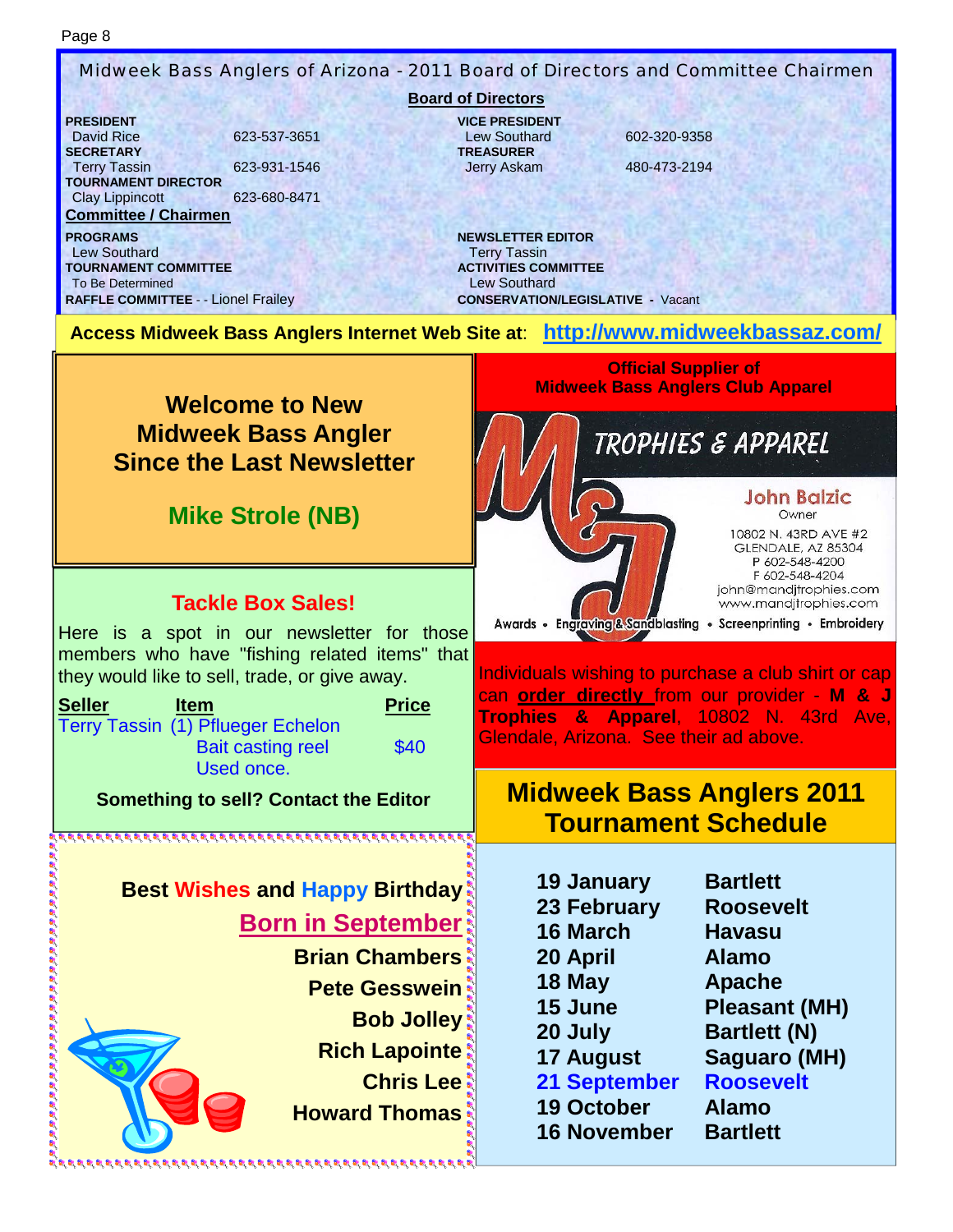## Midweek Bass Anglers of Arizona - 2011 Board of Directors and Committee Chairmen

### Board of Directors

**PRESIDENT**
David Rice 623-537-3651

**VICE PRESIDENT**
Lew Southard 602-320-9358

**SECRETARY**
Terry Tassin 623-931-1546

**TREASURER**
Jerry Askam 480-473-2194

**TOURNAMENT DIRECTOR**
Clay Lippincott 623-680-8471

### Committee / Chairmen

**PROGRAMS**
Lew Southard

**NEWSLETTER EDITOR**
Terry Tassin

**TOURNAMENT COMMITTEE**
To Be Determined

**ACTIVITIES COMMITTEE**
Lew Southard

**RAFFLE COMMITTEE** - - Lionel Frailey

**CONSERVATION/LEGISLATIVE** - Vacant

**Access Midweek Bass Anglers Internet Web Site at: http://www.midweekbassaz.com/**

## Welcome to New Midweek Bass Angler Since the Last Newsletter

**Mike Strole (NB)**

## Tackle Box Sales!

Here is a spot in our newsletter for those members who have "fishing related items" that they would like to sell, trade, or give away.

| Seller | Item | Price |
|---|---|---|
| Terry Tassin | (1) Pflueger Echelon Bait casting reel Used once. | $40 |

**Something to sell? Contact the Editor**

## Official Supplier of Midweek Bass Anglers Club Apparel

TROPHIES & APPAREL

John Balzic
Owner
10802 N. 43RD AVE #2
GLENDALE, AZ 85304
P 602-548-4200
F 602-548-4204
john@mandjtrophies.com
www.mandjtrophies.com

Awards • Engraving & Sandblasting • Screenprinting • Embroidery

Individuals wishing to purchase a club shirt or cap can **order directly** from our provider - **M & J Trophies & Apparel**, 10802 N. 43rd Ave, Glendale, Arizona. See their ad above.

## Best Wishes and Happy Birthday

### Born in September

**Brian Chambers**
**Pete Gesswein**
**Bob Jolley**
**Rich Lapointe**
**Chris Lee**
**Howard Thomas**

## Midweek Bass Anglers 2011 Tournament Schedule

| | |
|---|---|
| 19 January | Bartlett |
| 23 February | Roosevelt |
| 16 March | Havasu |
| 20 April | Alamo |
| 18 May | Apache |
| 15 June | Pleasant (MH) |
| 20 July | Bartlett (N) |
| 17 August | Saguaro (MH) |
| 21 September | Roosevelt |
| 19 October | Alamo |
| 16 November | Bartlett |